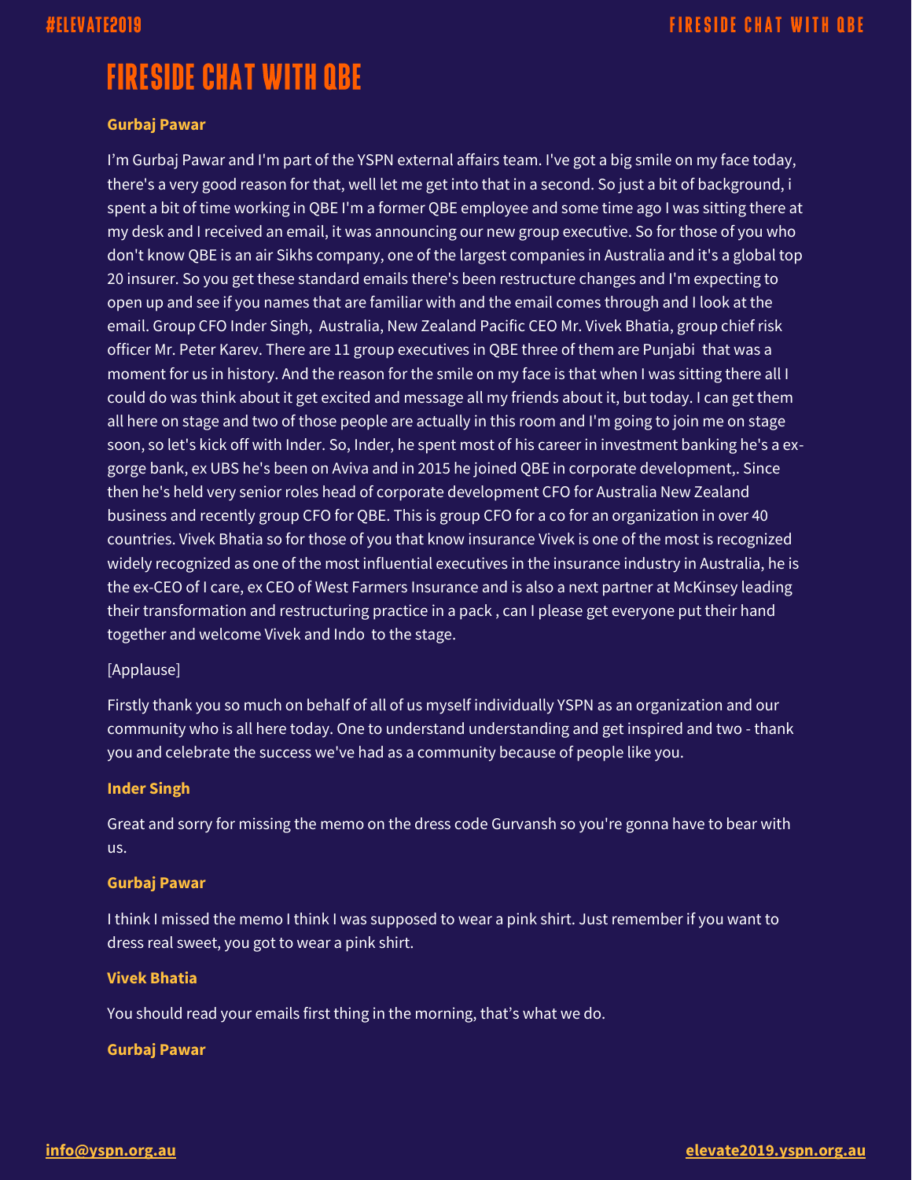# FIRESIDE CHAT WITH QBE

**Gurbaj Pawar**

I'm Gurbaj Pawar and I'm part of the YSPN external affairs team. I've got a big smile on my face today, there's a very good reason for that, well let me get into that in a second. So just a bit of background, i spent a bit of time working in QBE I'm a former QBE employee and some time ago I was sitting there at my desk and I received an email, it was announcing our new group executive. So for those of you who don't know QBE is an air Sikhs company, one of the largest companies in Australia and it's a global top 20 insurer. So you get these standard emails there's been restructure changes and I'm expecting to open up and see if you names that are familiar with and the email comes through and I look at the email. Group CFO Inder Singh, Australia, New Zealand Pacific CEO Mr. Vivek Bhatia, group chief risk officer Mr. Peter Karev. There are 11 group executives in QBE three of them are Punjabi that was a moment for us in history. And the reason for the smile on my face is that when I was sitting there all I could do was think about it get excited and message all my friends about it, but today. I can get them all here on stage and two of those people are actually in this room and I'm going to join me on stage soon, so let's kick off with Inder. So, Inder, he spent most of his career in investment banking he's a ex-gorge bank, ex UBS he's been on Aviva and in 2015 he joined QBE in corporate development,. Since then he's held very senior roles head of corporate development CFO for Australia New Zealand business and recently group CFO for QBE. This is group CFO for a co for an organization in over 40 countries. Vivek Bhatia so for those of you that know insurance Vivek is one of the most is recognized widely recognized as one of the most influential executives in the insurance industry in Australia, he is the ex-CEO of I care, ex CEO of West Farmers Insurance and is also a next partner at McKinsey leading their transformation and restructuring practice in a pack , can I please get everyone put their hand together and welcome Vivek and Indo to the stage.

[Applause]

Firstly thank you so much on behalf of all of us myself individually YSPN as an organization and our community who is all here today. One to understand understanding and get inspired and two - thank you and celebrate the success we've had as a community because of people like you.

**Inder Singh**

Great and sorry for missing the memo on the dress code Gurvansh so you're gonna have to bear with us.

**Gurbaj Pawar**

I think I missed the memo I think I was supposed to wear a pink shirt. Just remember if you want to dress real sweet, you got to wear a pink shirt.

**Vivek Bhatia**

You should read your emails first thing in the morning, that's what we do.

**Gurbaj Pawar**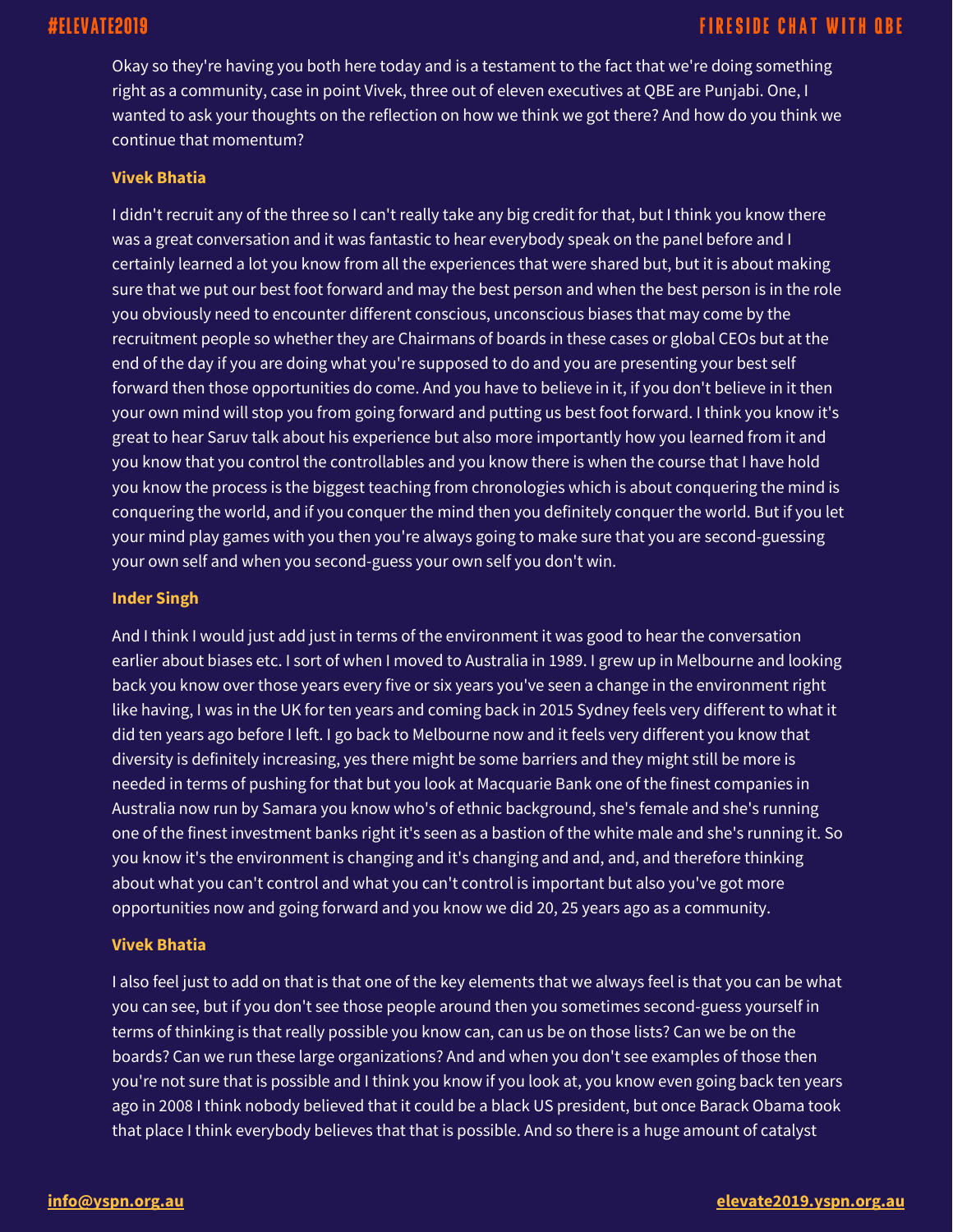Okay so they're having you both here today and is a testament to the fact that we're doing something right as a community, case in point Vivek, three out of eleven executives at QBE are Punjabi. One, I wanted to ask your thoughts on the reflection on how we think we got there? And how do you think we continue that momentum?

**Vivek Bhatia**

I didn't recruit any of the three so I can't really take any big credit for that, but I think you know there was a great conversation and it was fantastic to hear everybody speak on the panel before and I certainly learned a lot you know from all the experiences that were shared but, but it is about making sure that we put our best foot forward and may the best person and when the best person is in the role you obviously need to encounter different conscious, unconscious biases that may come by the recruitment people so whether they are Chairmans of boards in these cases or global CEOs but at the end of the day if you are doing what you're supposed to do and you are presenting your best self forward then those opportunities do come. And you have to believe in it, if you don't believe in it then your own mind will stop you from going forward and putting us best foot forward. I think you know it's great to hear Saruv talk about his experience but also more importantly how you learned from it and you know that you control the controllables and you know there is when the course that I have hold you know the process is the biggest teaching from chronologies which is about conquering the mind is conquering the world, and if you conquer the mind then you definitely conquer the world. But if you let your mind play games with you then you're always going to make sure that you are second-guessing your own self and when you second-guess your own self you don't win.

**Inder Singh**

And I think I would just add just in terms of the environment it was good to hear the conversation earlier about biases etc. I sort of when I moved to Australia in 1989. I grew up in Melbourne and looking back you know over those years every five or six years you've seen a change in the environment right like having, I was in the UK for ten years and coming back in 2015 Sydney feels very different to what it did ten years ago before I left. I go back to Melbourne now and it feels very different you know that diversity is definitely increasing, yes there might be some barriers and they might still be more is needed in terms of pushing for that but you look at Macquarie Bank one of the finest companies in Australia now run by Samara you know who's of ethnic background, she's female and she's running one of the finest investment banks right it's seen as a bastion of the white male and she's running it. So you know it's the environment is changing and it's changing and and, and, and therefore thinking about what you can't control and what you can't control is important but also you've got more opportunities now and going forward and you know we did 20, 25 years ago as a community.

**Vivek Bhatia**

I also feel just to add on that is that one of the key elements that we always feel is that you can be what you can see, but if you don't see those people around then you sometimes second-guess yourself in terms of thinking is that really possible you know can, can us be on those lists? Can we be on the boards? Can we run these large organizations? And and when you don't see examples of those then you're not sure that is possible and I think you know if you look at, you know even going back ten years ago in 2008 I think nobody believed that it could be a black US president, but once Barack Obama took that place I think everybody believes that that is possible. And so there is a huge amount of catalyst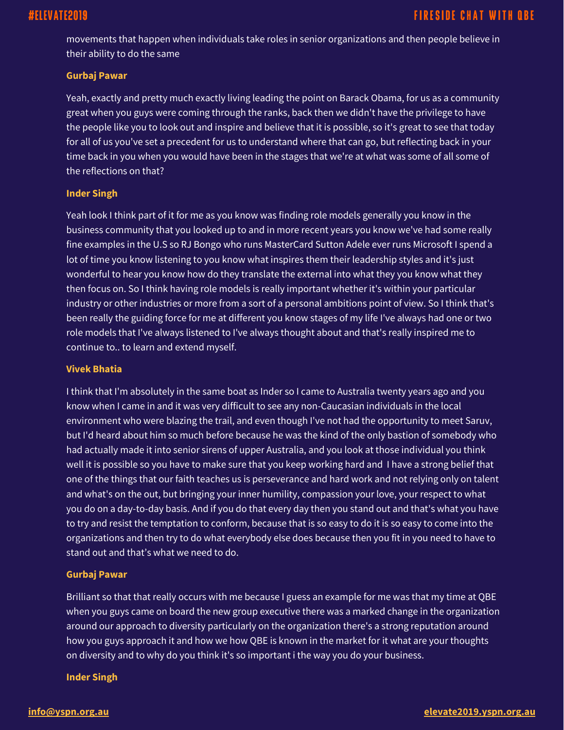movements that happen when individuals take roles in senior organizations and then people believe in their ability to do the same

**Gurbaj Pawar**

Yeah, exactly and pretty much exactly living leading the point on Barack Obama, for us as a community great when you guys were coming through the ranks, back then we didn't have the privilege to have the people like you to look out and inspire and believe that it is possible, so it's great to see that today for all of us you've set a precedent for us to understand where that can go, but reflecting back in your time back in you when you would have been in the stages that we're at what was some of all some of the reflections on that?

**Inder Singh**

Yeah look I think part of it for me as you know was finding role models generally you know in the business community that you looked up to and in more recent years you know we've had some really fine examples in the U.S so RJ Bongo who runs MasterCard Sutton Adele ever runs Microsoft I spend a lot of time you know listening to you know what inspires them their leadership styles and it's just wonderful to hear you know how do they translate the external into what they you know what they then focus on. So I think having role models is really important whether it's within your particular industry or other industries or more from a sort of a personal ambitions point of view. So I think that's been really the guiding force for me at different you know stages of my life I've always had one or two role models that I've always listened to I've always thought about and that's really inspired me to continue to.. to learn and extend myself.

**Vivek Bhatia**

I think that I'm absolutely in the same boat as Inder so I came to Australia twenty years ago and you know when I came in and it was very difficult to see any non-Caucasian individuals in the local environment who were blazing the trail, and even though I've not had the opportunity to meet Saruv, but I'd heard about him so much before because he was the kind of the only bastion of somebody who had actually made it into senior sirens of upper Australia, and you look at those individual you think well it is possible so you have to make sure that you keep working hard and I have a strong belief that one of the things that our faith teaches us is perseverance and hard work and not relying only on talent and what's on the out, but bringing your inner humility, compassion your love, your respect to what you do on a day-to-day basis. And if you do that every day then you stand out and that's what you have to try and resist the temptation to conform, because that is so easy to do it is so easy to come into the organizations and then try to do what everybody else does because then you fit in you need to have to stand out and that's what we need to do.

**Gurbaj Pawar**

Brilliant so that that really occurs with me because I guess an example for me was that my time at QBE when you guys came on board the new group executive there was a marked change in the organization around our approach to diversity particularly on the organization there's a strong reputation around how you guys approach it and how we how QBE is known in the market for it what are your thoughts on diversity and to why do you think it's so important i the way you do your business.

**Inder Singh**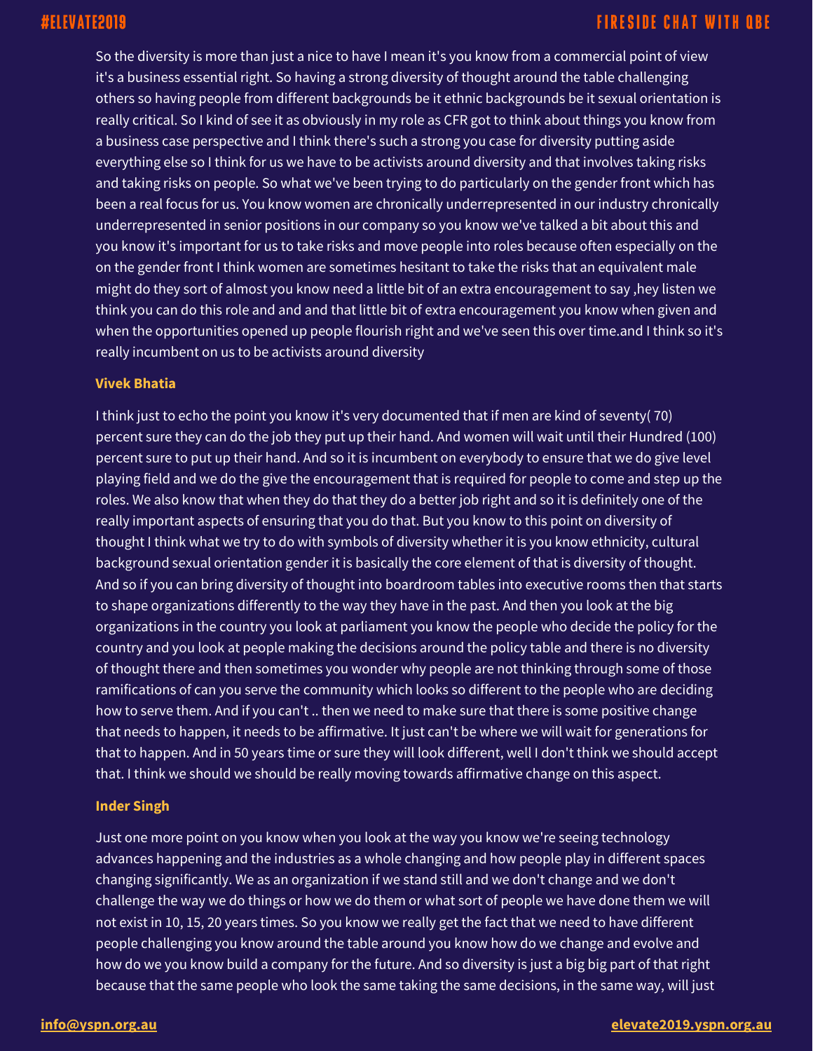So the diversity is more than just a nice to have I mean it's you know from a commercial point of view it's a business essential right. So having a strong diversity of thought around the table challenging others so having people from different backgrounds be it ethnic backgrounds be it sexual orientation is really critical. So I kind of see it as obviously in my role as CFR got to think about things you know from a business case perspective and I think there's such a strong you case for diversity putting aside everything else so I think for us we have to be activists around diversity and that involves taking risks and taking risks on people. So what we've been trying to do particularly on the gender front which has been a real focus for us. You know women are chronically underrepresented in our industry chronically underrepresented in senior positions in our company so you know we've talked a bit about this and you know it's important for us to take risks and move people into roles because often especially on the on the gender front I think women are sometimes hesitant to take the risks that an equivalent male might do they sort of almost you know need a little bit of an extra encouragement to say ,hey listen we think you can do this role and and and that little bit of extra encouragement you know when given and when the opportunities opened up people flourish right and we've seen this over time.and I think so it's really incumbent on us to be activists around diversity

**Vivek Bhatia**

I think just to echo the point you know it's very documented that if men are kind of seventy( 70) percent sure they can do the job they put up their hand. And women will wait until their Hundred (100) percent sure to put up their hand. And so it is incumbent on everybody to ensure that we do give level playing field and we do the give the encouragement that is required for people to come and step up the roles. We also know that when they do that they do a better job right and so it is definitely one of the really important aspects of ensuring that you do that. But you know to this point on diversity of thought I think what we try to do with symbols of diversity whether it is you know ethnicity, cultural background sexual orientation gender it is basically the core element of that is diversity of thought. And so if you can bring diversity of thought into boardroom tables into executive rooms then that starts to shape organizations differently to the way they have in the past. And then you look at the big organizations in the country you look at parliament you know the people who decide the policy for the country and you look at people making the decisions around the policy table and there is no diversity of thought there and then sometimes you wonder why people are not thinking through some of those ramifications of can you serve the community which looks so different to the people who are deciding how to serve them. And if you can't .. then we need to make sure that there is some positive change that needs to happen, it needs to be affirmative. It just can't be where we will wait for generations for that to happen. And in 50 years time or sure they will look different, well I don't think we should accept that. I think we should we should be really moving towards affirmative change on this aspect.

**Inder Singh**

Just one more point on you know when you look at the way you know we're seeing technology advances happening and the industries as a whole changing and how people play in different spaces changing significantly. We as an organization if we stand still and we don't change and we don't challenge the way we do things or how we do them or what sort of people we have done them we will not exist in 10, 15, 20 years times. So you know we really get the fact that we need to have different people challenging you know around the table around you know how do we change and evolve and how do we you know build a company for the future. And so diversity is just a big big part of that right because that the same people who look the same taking the same decisions, in the same way, will just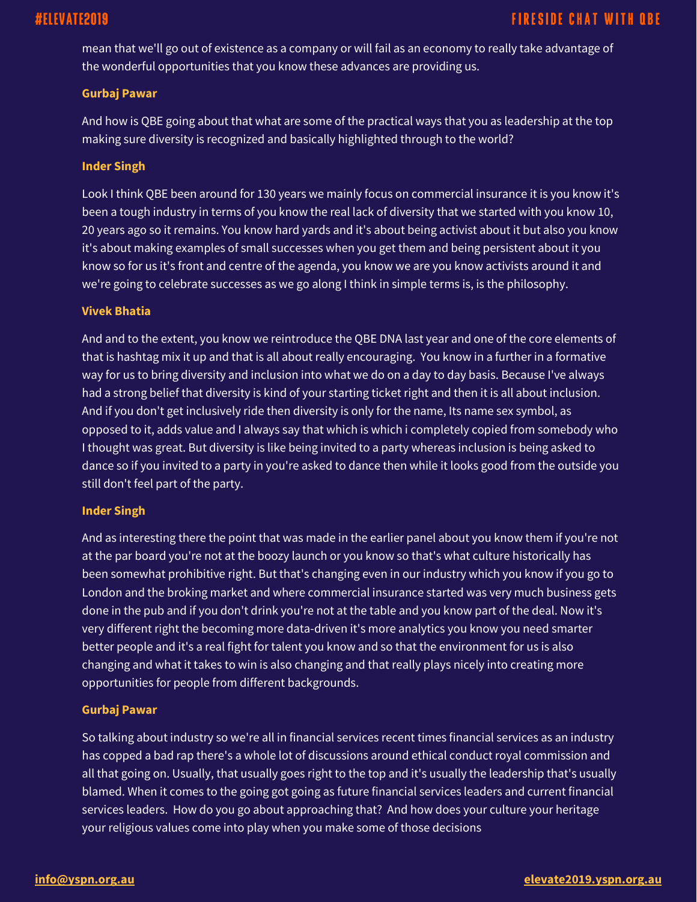mean that we'll go out of existence as a company or will fail as an economy to really take advantage of the wonderful opportunities that you know these advances are providing us.

**Gurbaj Pawar**

And how is QBE going about that what are some of the practical ways that you as leadership at the top making sure diversity is recognized and basically highlighted through to the world?

**Inder Singh**

Look I think QBE been around for 130 years we mainly focus on commercial insurance it is you know it's been a tough industry in terms of you know the real lack of diversity that we started with you know 10, 20 years ago so it remains. You know hard yards and it's about being activist about it but also you know it's about making examples of small successes when you get them and being persistent about it you know so for us it's front and centre of the agenda, you know we are you know activists around it and we're going to celebrate successes as we go along I think in simple terms is, is the philosophy.

**Vivek Bhatia**

And and to the extent, you know we reintroduce the QBE DNA last year and one of the core elements of that is hashtag mix it up and that is all about really encouraging. You know in a further in a formative way for us to bring diversity and inclusion into what we do on a day to day basis. Because I've always had a strong belief that diversity is kind of your starting ticket right and then it is all about inclusion. And if you don't get inclusively ride then diversity is only for the name, Its name sex symbol, as opposed to it, adds value and I always say that which is which i completely copied from somebody who I thought was great. But diversity is like being invited to a party whereas inclusion is being asked to dance so if you invited to a party in you're asked to dance then while it looks good from the outside you still don't feel part of the party.

**Inder Singh**

And as interesting there the point that was made in the earlier panel about you know them if you're not at the par board you're not at the boozy launch or you know so that's what culture historically has been somewhat prohibitive right. But that's changing even in our industry which you know if you go to London and the broking market and where commercial insurance started was very much business gets done in the pub and if you don't drink you're not at the table and you know part of the deal. Now it's very different right the becoming more data-driven it's more analytics you know you need smarter better people and it's a real fight for talent you know and so that the environment for us is also changing and what it takes to win is also changing and that really plays nicely into creating more opportunities for people from different backgrounds.

**Gurbaj Pawar**

So talking about industry so we're all in financial services recent times financial services as an industry has copped a bad rap there's a whole lot of discussions around ethical conduct royal commission and all that going on. Usually, that usually goes right to the top and it's usually the leadership that's usually blamed. When it comes to the going got going as future financial services leaders and current financial services leaders. How do you go about approaching that? And how does your culture your heritage your religious values come into play when you make some of those decisions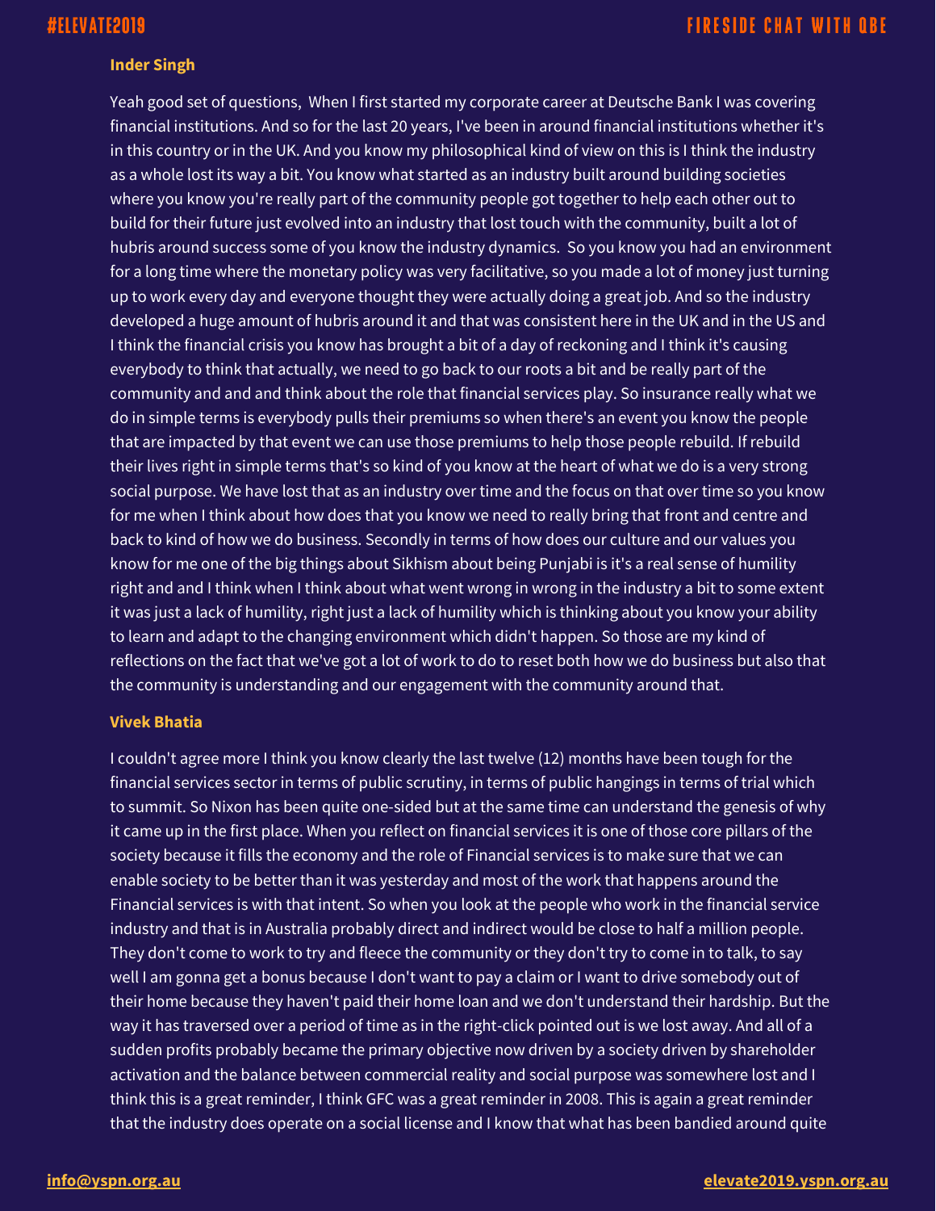**Inder Singh**

Yeah good set of questions, When I first started my corporate career at Deutsche Bank I was covering financial institutions. And so for the last 20 years, I've been in around financial institutions whether it's in this country or in the UK. And you know my philosophical kind of view on this is I think the industry as a whole lost its way a bit. You know what started as an industry built around building societies where you know you're really part of the community people got together to help each other out to build for their future just evolved into an industry that lost touch with the community, built a lot of hubris around success some of you know the industry dynamics. So you know you had an environment for a long time where the monetary policy was very facilitative, so you made a lot of money just turning up to work every day and everyone thought they were actually doing a great job. And so the industry developed a huge amount of hubris around it and that was consistent here in the UK and in the US and I think the financial crisis you know has brought a bit of a day of reckoning and I think it's causing everybody to think that actually, we need to go back to our roots a bit and be really part of the community and and and think about the role that financial services play. So insurance really what we do in simple terms is everybody pulls their premiums so when there's an event you know the people that are impacted by that event we can use those premiums to help those people rebuild. If rebuild their lives right in simple terms that's so kind of you know at the heart of what we do is a very strong social purpose. We have lost that as an industry over time and the focus on that over time so you know for me when I think about how does that you know we need to really bring that front and centre and back to kind of how we do business. Secondly in terms of how does our culture and our values you know for me one of the big things about Sikhism about being Punjabi is it's a real sense of humility right and and I think when I think about what went wrong in wrong in the industry a bit to some extent it was just a lack of humility, right just a lack of humility which is thinking about you know your ability to learn and adapt to the changing environment which didn't happen. So those are my kind of reflections on the fact that we've got a lot of work to do to reset both how we do business but also that the community is understanding and our engagement with the community around that.

**Vivek Bhatia**

I couldn't agree more I think you know clearly the last twelve (12) months have been tough for the financial services sector in terms of public scrutiny, in terms of public hangings in terms of trial which to summit. So Nixon has been quite one-sided but at the same time can understand the genesis of why it came up in the first place. When you reflect on financial services it is one of those core pillars of the society because it fills the economy and the role of Financial services is to make sure that we can enable society to be better than it was yesterday and most of the work that happens around the Financial services is with that intent. So when you look at the people who work in the financial service industry and that is in Australia probably direct and indirect would be close to half a million people. They don't come to work to try and fleece the community or they don't try to come in to talk, to say well I am gonna get a bonus because I don't want to pay a claim or I want to drive somebody out of their home because they haven't paid their home loan and we don't understand their hardship. But the way it has traversed over a period of time as in the right-click pointed out is we lost away. And all of a sudden profits probably became the primary objective now driven by a society driven by shareholder activation and the balance between commercial reality and social purpose was somewhere lost and I think this is a great reminder, I think GFC was a great reminder in 2008. This is again a great reminder that the industry does operate on a social license and I know that what has been bandied around quite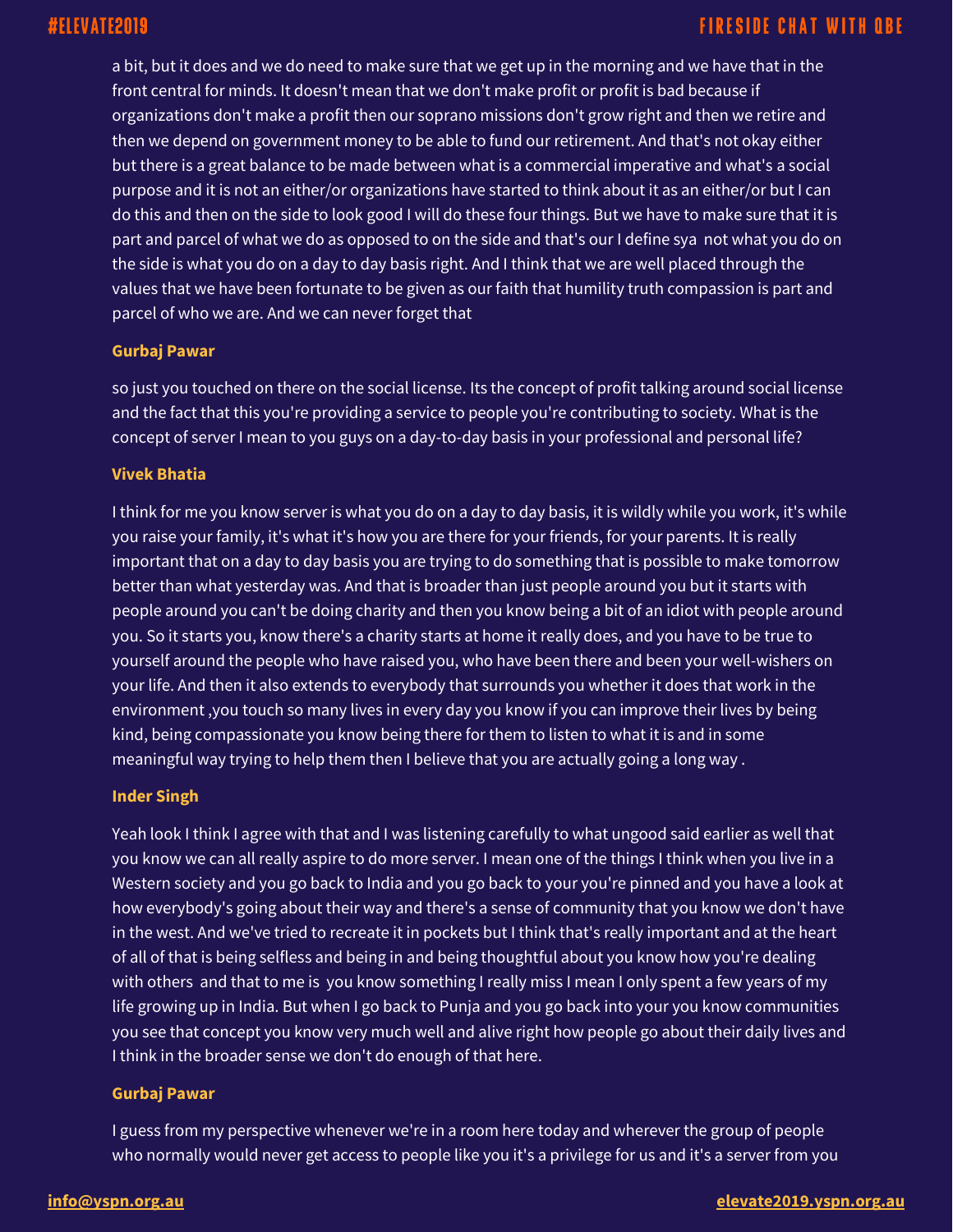a bit, but it does and we do need to make sure that we get up in the morning and we have that in the front central for minds. It doesn't mean that we don't make profit or profit is bad because if organizations don't make a profit then our soprano missions don't grow right and then we retire and then we depend on government money to be able to fund our retirement. And that's not okay either but there is a great balance to be made between what is a commercial imperative and what's a social purpose and it is not an either/or organizations have started to think about it as an either/or but I can do this and then on the side to look good I will do these four things. But we have to make sure that it is part and parcel of what we do as opposed to on the side and that's our I define sya not what you do on the side is what you do on a day to day basis right. And I think that we are well placed through the values that we have been fortunate to be given as our faith that humility truth compassion is part and parcel of who we are. And we can never forget that

**Gurbaj Pawar**

so just you touched on there on the social license. Its the concept of profit talking around social license and the fact that this you're providing a service to people you're contributing to society. What is the concept of server I mean to you guys on a day-to-day basis in your professional and personal life?

**Vivek Bhatia**

I think for me you know server is what you do on a day to day basis, it is wildly while you work, it's while you raise your family, it's what it's how you are there for your friends, for your parents. It is really important that on a day to day basis you are trying to do something that is possible to make tomorrow better than what yesterday was. And that is broader than just people around you but it starts with people around you can't be doing charity and then you know being a bit of an idiot with people around you. So it starts you, know there's a charity starts at home it really does, and you have to be true to yourself around the people who have raised you, who have been there and been your well-wishers on your life. And then it also extends to everybody that surrounds you whether it does that work in the environment ,you touch so many lives in every day you know if you can improve their lives by being kind, being compassionate you know being there for them to listen to what it is and in some meaningful way trying to help them then I believe that you are actually going a long way .

**Inder Singh**

Yeah look I think I agree with that and I was listening carefully to what ungood said earlier as well that you know we can all really aspire to do more server. I mean one of the things I think when you live in a Western society and you go back to India and you go back to your you're pinned and you have a look at how everybody's going about their way and there's a sense of community that you know we don't have in the west. And we've tried to recreate it in pockets but I think that's really important and at the heart of all of that is being selfless and being in and being thoughtful about you know how you're dealing with others and that to me is you know something I really miss I mean I only spent a few years of my life growing up in India. But when I go back to Punja and you go back into your you know communities you see that concept you know very much well and alive right how people go about their daily lives and I think in the broader sense we don't do enough of that here.

**Gurbaj Pawar**

I guess from my perspective whenever we're in a room here today and wherever the group of people who normally would never get access to people like you it's a privilege for us and it's a server from you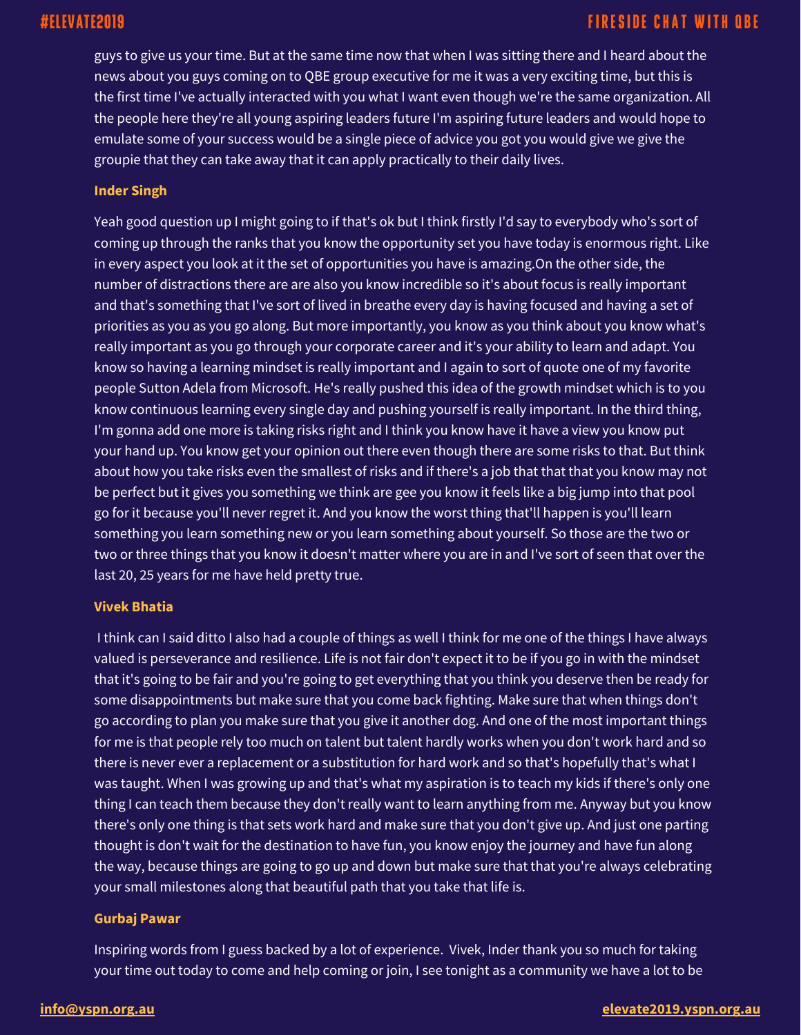guys to give us your time. But at the same time now that when I was sitting there and I heard about the news about you guys coming on to QBE group executive for me it was a very exciting time, but this is the first time I've actually interacted with you what I want even though we're the same organization. All the people here they're all young aspiring leaders future I'm aspiring future leaders and would hope to emulate some of your success would be a single piece of advice you got you would give we give the groupie that they can take away that it can apply practically to their daily lives.

**Inder Singh**

Yeah good question up I might going to if that's ok but I think firstly I'd say to everybody who's sort of coming up through the ranks that you know the opportunity set you have today is enormous right. Like in every aspect you look at it the set of opportunities you have is amazing.On the other side, the number of distractions there are are also you know incredible so it's about focus is really important and that's something that I've sort of lived in breathe every day is having focused and having a set of priorities as you as you go along. But more importantly, you know as you think about you know what's really important as you go through your corporate career and it's your ability to learn and adapt. You know so having a learning mindset is really important and I again to sort of quote one of my favorite people Sutton Adela from Microsoft. He's really pushed this idea of the growth mindset which is to you know continuous learning every single day and pushing yourself is really important. In the third thing, I'm gonna add one more is taking risks right and I think you know have it have a view you know put your hand up. You know get your opinion out there even though there are some risks to that. But think about how you take risks even the smallest of risks and if there's a job that that that you know may not be perfect but it gives you something we think are gee you know it feels like a big jump into that pool go for it because you'll never regret it. And you know the worst thing that'll happen is you'll learn something you learn something new or you learn something about yourself. So those are the two or two or three things that you know it doesn't matter where you are in and I've sort of seen that over the last 20, 25 years for me have held pretty true.

**Vivek Bhatia**

I think can I said ditto I also had a couple of things as well I think for me one of the things I have always valued is perseverance and resilience. Life is not fair don't expect it to be if you go in with the mindset that it's going to be fair and you're going to get everything that you think you deserve then be ready for some disappointments but make sure that you come back fighting. Make sure that when things don't go according to plan you make sure that you give it another dog. And one of the most important things for me is that people rely too much on talent but talent hardly works when you don't work hard and so there is never ever a replacement or a substitution for hard work and so that's hopefully that's what I was taught. When I was growing up and that's what my aspiration is to teach my kids if there's only one thing I can teach them because they don't really want to learn anything from me. Anyway but you know there's only one thing is that sets work hard and make sure that you don't give up. And just one parting thought is don't wait for the destination to have fun, you know enjoy the journey and have fun along the way, because things are going to go up and down but make sure that that you're always celebrating your small milestones along that beautiful path that you take that life is.

**Gurbaj Pawar**

Inspiring words from I guess backed by a lot of experience. Vivek, Inder thank you so much for taking your time out today to come and help coming or join, I see tonight as a community we have a lot to be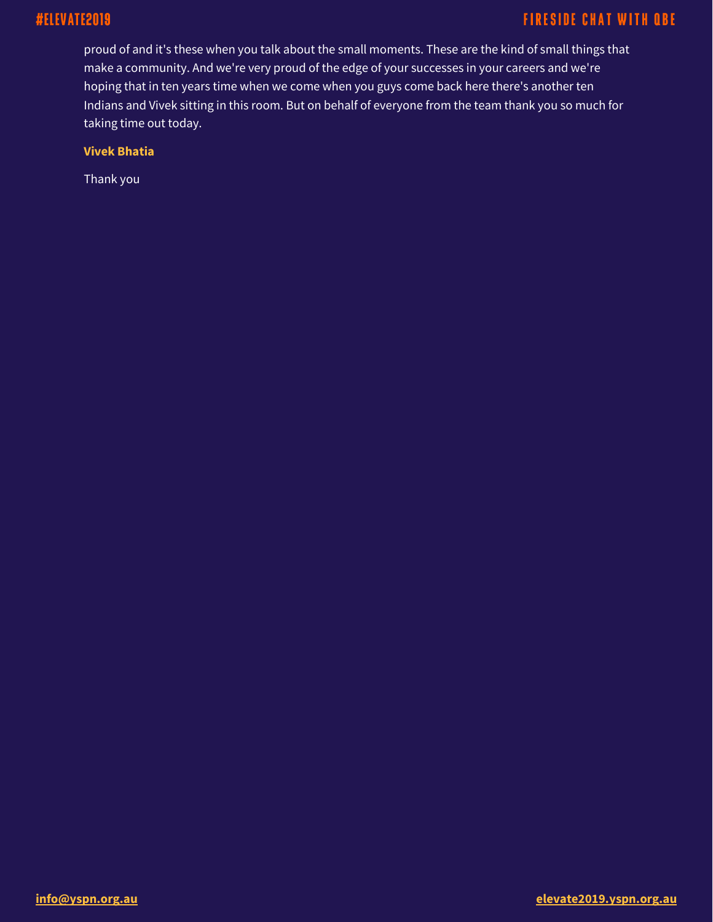proud of and it's these when you talk about the small moments. These are the kind of small things that make a community. And we're very proud of the edge of your successes in your careers and we're hoping that in ten years time when we come when you guys come back here there's another ten Indians and Vivek sitting in this room. But on behalf of everyone from the team thank you so much for taking time out today.

**Vivek Bhatia**

Thank you